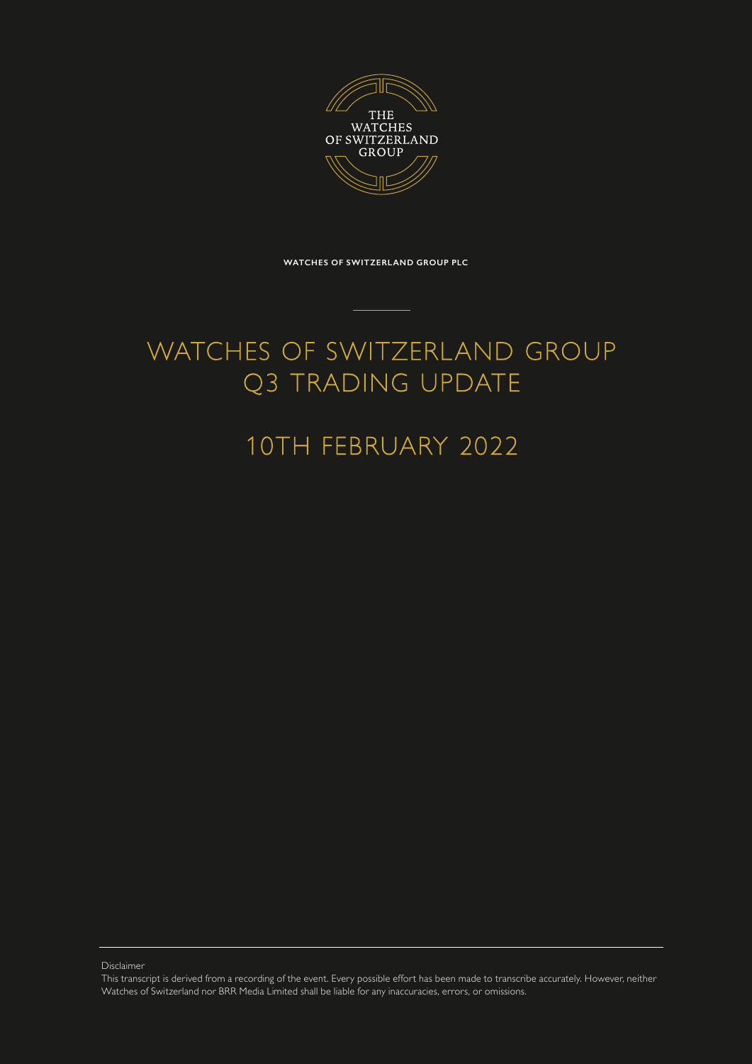THE WATCHES OF SWITZERLAND GROUP

**WATCHES OF SWITZERLAND GROUP PLC**

# WATCHES OF SWITZERLAND GROUP Q3 TRADING UPDATE

## 10TH FEBRUARY 2022

Disclaimer

This transcript is derived from a recording of the event. Every possible effort has been made to transcribe accurately. However, neither Watches of Switzerland nor BRR Media Limited shall be liable for any inaccuracies, errors, or omissions.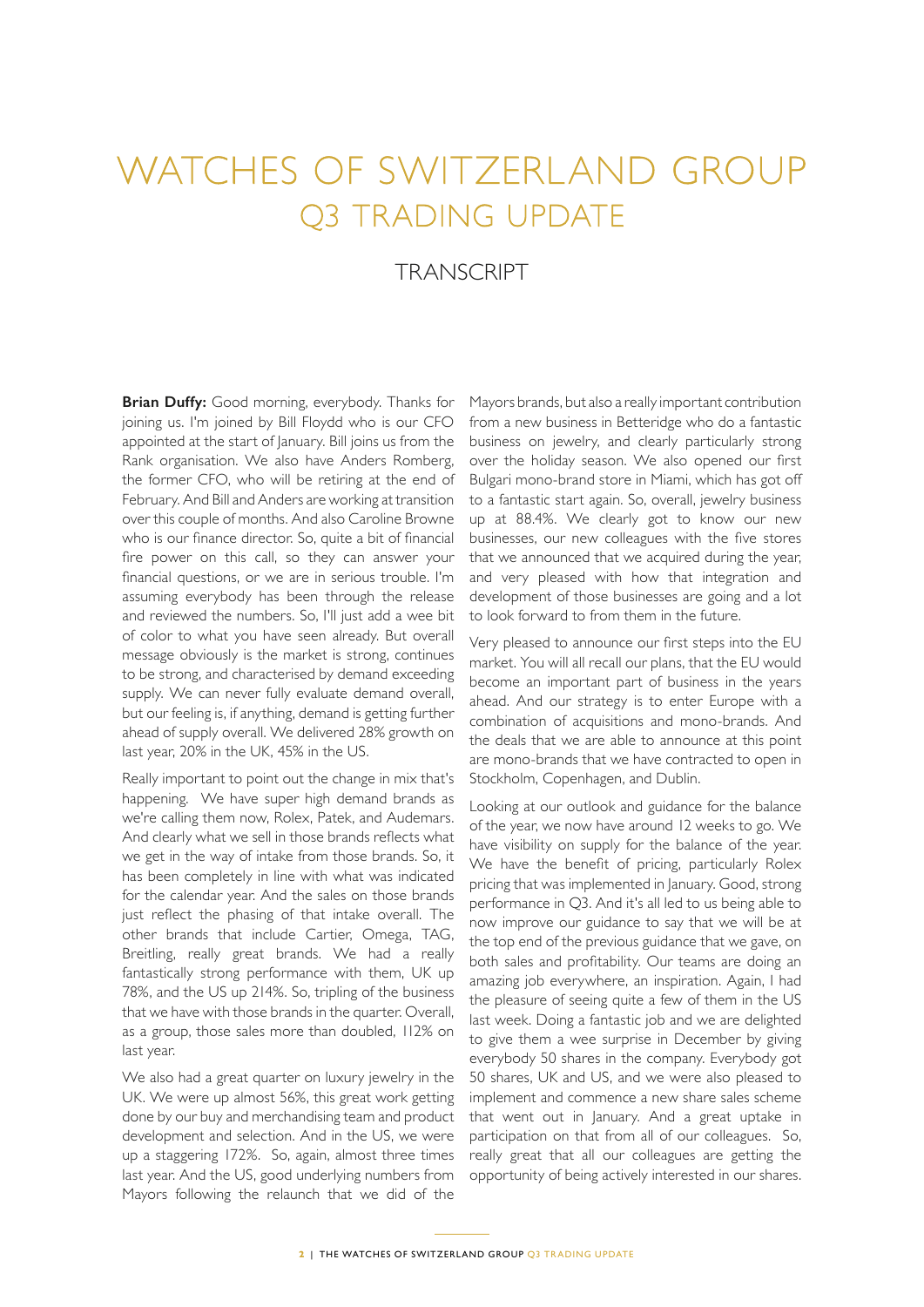# WATCHES OF SWITZERLAND GROUP
## Q3 TRADING UPDATE

### TRANSCRIPT

**Brian Duffy:** Good morning, everybody. Thanks for joining us. I'm joined by Bill Floydd who is our CFO appointed at the start of January. Bill joins us from the Rank organisation. We also have Anders Romberg, the former CFO, who will be retiring at the end of February. And Bill and Anders are working at transition over this couple of months. And also Caroline Browne who is our finance director. So, quite a bit of financial fire power on this call, so they can answer your financial questions, or we are in serious trouble. I'm assuming everybody has been through the release and reviewed the numbers. So, I'll just add a wee bit of color to what you have seen already. But overall message obviously is the market is strong, continues to be strong, and characterised by demand exceeding supply. We can never fully evaluate demand overall, but our feeling is, if anything, demand is getting further ahead of supply overall. We delivered 28% growth on last year, 20% in the UK, 45% in the US.

Really important to point out the change in mix that's happening. We have super high demand brands as we're calling them now, Rolex, Patek, and Audemars. And clearly what we sell in those brands reflects what we get in the way of intake from those brands. So, it has been completely in line with what was indicated for the calendar year. And the sales on those brands just reflect the phasing of that intake overall. The other brands that include Cartier, Omega, TAG, Breitling, really great brands. We had a really fantastically strong performance with them, UK up 78%, and the US up 214%. So, tripling of the business that we have with those brands in the quarter. Overall, as a group, those sales more than doubled, 112% on last year.

We also had a great quarter on luxury jewelry in the UK. We were up almost 56%, this great work getting done by our buy and merchandising team and product development and selection. And in the US, we were up a staggering 172%. So, again, almost three times last year. And the US, good underlying numbers from Mayors following the relaunch that we did of the Mayors brands, but also a really important contribution from a new business in Betteridge who do a fantastic business on jewelry, and clearly particularly strong over the holiday season. We also opened our first Bulgari mono-brand store in Miami, which has got off to a fantastic start again. So, overall, jewelry business up at 88.4%. We clearly got to know our new businesses, our new colleagues with the five stores that we announced that we acquired during the year, and very pleased with how that integration and development of those businesses are going and a lot to look forward to from them in the future.

Very pleased to announce our first steps into the EU market. You will all recall our plans, that the EU would become an important part of business in the years ahead. And our strategy is to enter Europe with a combination of acquisitions and mono-brands. And the deals that we are able to announce at this point are mono-brands that we have contracted to open in Stockholm, Copenhagen, and Dublin.

Looking at our outlook and guidance for the balance of the year, we now have around 12 weeks to go. We have visibility on supply for the balance of the year. We have the benefit of pricing, particularly Rolex pricing that was implemented in January. Good, strong performance in Q3. And it's all led to us being able to now improve our guidance to say that we will be at the top end of the previous guidance that we gave, on both sales and profitability. Our teams are doing an amazing job everywhere, an inspiration. Again, I had the pleasure of seeing quite a few of them in the US last week. Doing a fantastic job and we are delighted to give them a wee surprise in December by giving everybody 50 shares in the company. Everybody got 50 shares, UK and US, and we were also pleased to implement and commence a new share sales scheme that went out in January. And a great uptake in participation on that from all of our colleagues. So, really great that all our colleagues are getting the opportunity of being actively interested in our shares.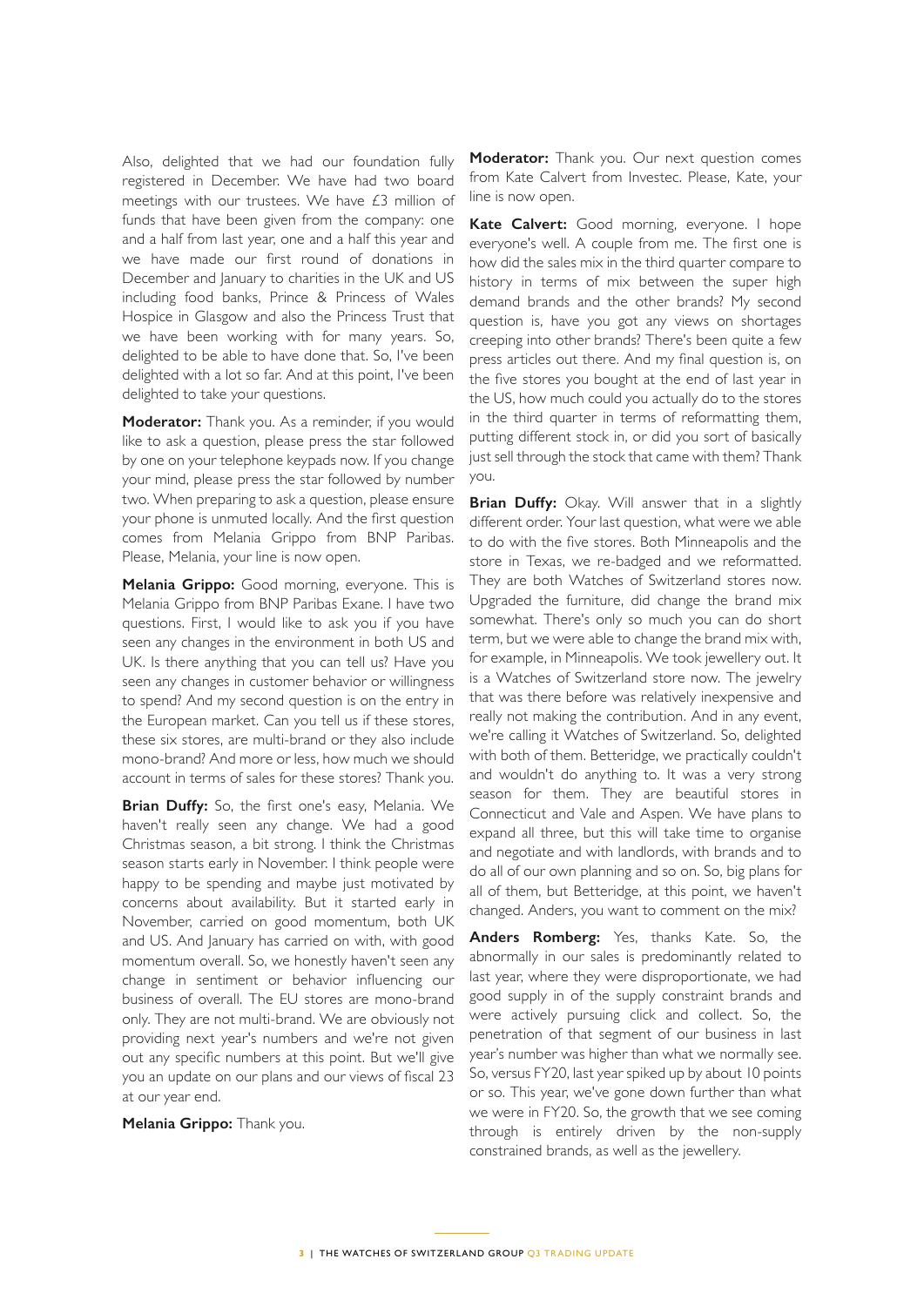Also, delighted that we had our foundation fully registered in December. We have had two board meetings with our trustees. We have £3 million of funds that have been given from the company: one and a half from last year, one and a half this year and we have made our first round of donations in December and January to charities in the UK and US including food banks, Prince & Princess of Wales Hospice in Glasgow and also the Princess Trust that we have been working with for many years. So, delighted to be able to have done that. So, I've been delighted with a lot so far. And at this point, I've been delighted to take your questions.

**Moderator:** Thank you. As a reminder, if you would like to ask a question, please press the star followed by one on your telephone keypads now. If you change your mind, please press the star followed by number two. When preparing to ask a question, please ensure your phone is unmuted locally. And the first question comes from Melania Grippo from BNP Paribas. Please, Melania, your line is now open.

**Melania Grippo:** Good morning, everyone. This is Melania Grippo from BNP Paribas Exane. I have two questions. First, I would like to ask you if you have seen any changes in the environment in both US and UK. Is there anything that you can tell us? Have you seen any changes in customer behavior or willingness to spend? And my second question is on the entry in the European market. Can you tell us if these stores, these six stores, are multi-brand or they also include mono-brand? And more or less, how much we should account in terms of sales for these stores? Thank you.

**Brian Duffy:** So, the first one's easy, Melania. We haven't really seen any change. We had a good Christmas season, a bit strong. I think the Christmas season starts early in November. I think people were happy to be spending and maybe just motivated by concerns about availability. But it started early in November, carried on good momentum, both UK and US. And January has carried on with, with good momentum overall. So, we honestly haven't seen any change in sentiment or behavior influencing our business of overall. The EU stores are mono-brand only. They are not multi-brand. We are obviously not providing next year's numbers and we're not given out any specific numbers at this point. But we'll give you an update on our plans and our views of fiscal 23 at our year end.

**Melania Grippo:** Thank you.

**Moderator:** Thank you. Our next question comes from Kate Calvert from Investec. Please, Kate, your line is now open.

**Kate Calvert:** Good morning, everyone. I hope everyone's well. A couple from me. The first one is how did the sales mix in the third quarter compare to history in terms of mix between the super high demand brands and the other brands? My second question is, have you got any views on shortages creeping into other brands? There's been quite a few press articles out there. And my final question is, on the five stores you bought at the end of last year in the US, how much could you actually do to the stores in the third quarter in terms of reformatting them, putting different stock in, or did you sort of basically just sell through the stock that came with them? Thank you.

**Brian Duffy:** Okay. Will answer that in a slightly different order. Your last question, what were we able to do with the five stores. Both Minneapolis and the store in Texas, we re-badged and we reformatted. They are both Watches of Switzerland stores now. Upgraded the furniture, did change the brand mix somewhat. There's only so much you can do short term, but we were able to change the brand mix with, for example, in Minneapolis. We took jewellery out. It is a Watches of Switzerland store now. The jewelry that was there before was relatively inexpensive and really not making the contribution. And in any event, we're calling it Watches of Switzerland. So, delighted with both of them. Betteridge, we practically couldn't and wouldn't do anything to. It was a very strong season for them. They are beautiful stores in Connecticut and Vale and Aspen. We have plans to expand all three, but this will take time to organise and negotiate and with landlords, with brands and to do all of our own planning and so on. So, big plans for all of them, but Betteridge, at this point, we haven't changed. Anders, you want to comment on the mix?

**Anders Romberg:** Yes, thanks Kate. So, the abnormally in our sales is predominantly related to last year, where they were disproportionate, we had good supply in of the supply constraint brands and were actively pursuing click and collect. So, the penetration of that segment of our business in last year's number was higher than what we normally see. So, versus FY20, last year spiked up by about 10 points or so. This year, we've gone down further than what we were in FY20. So, the growth that we see coming through is entirely driven by the non-supply constrained brands, as well as the jewellery.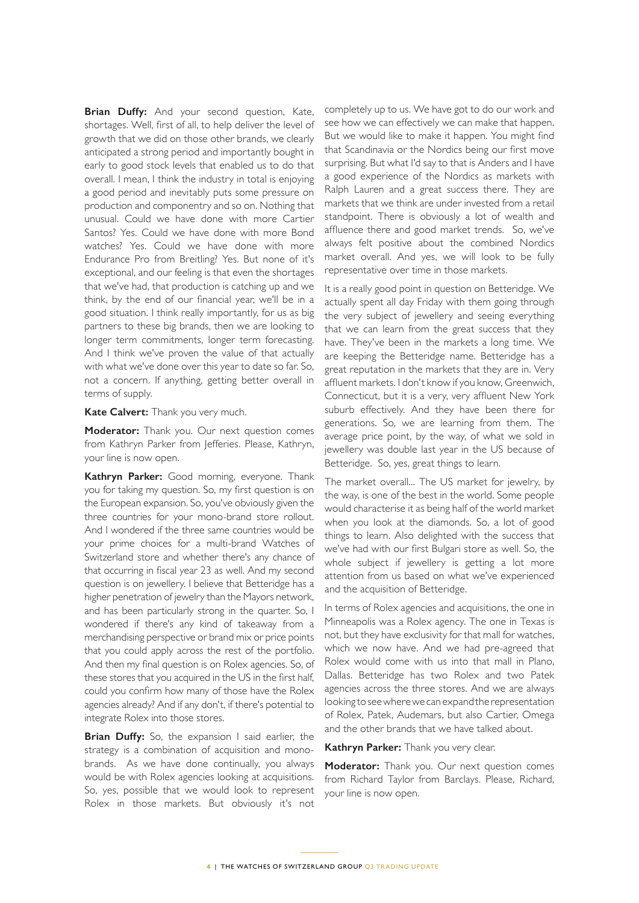**Brian Duffy:** And your second question, Kate, shortages. Well, first of all, to help deliver the level of growth that we did on those other brands, we clearly anticipated a strong period and importantly bought in early to good stock levels that enabled us to do that overall. I mean, I think the industry in total is enjoying a good period and inevitably puts some pressure on production and componentry and so on. Nothing that unusual. Could we have done with more Cartier Santos? Yes. Could we have done with more Bond watches? Yes. Could we have done with more Endurance Pro from Breitling? Yes. But none of it's exceptional, and our feeling is that even the shortages that we've had, that production is catching up and we think, by the end of our financial year, we'll be in a good situation. I think really importantly, for us as big partners to these big brands, then we are looking to longer term commitments, longer term forecasting. And I think we've proven the value of that actually with what we've done over this year to date so far. So, not a concern. If anything, getting better overall in terms of supply.

**Kate Calvert:** Thank you very much.

**Moderator:** Thank you. Our next question comes from Kathryn Parker from Jefferies. Please, Kathryn, your line is now open.

**Kathryn Parker:** Good morning, everyone. Thank you for taking my question. So, my first question is on the European expansion. So, you've obviously given the three countries for your mono-brand store rollout. And I wondered if the three same countries would be your prime choices for a multi-brand Watches of Switzerland store and whether there's any chance of that occurring in fiscal year 23 as well. And my second question is on jewellery. I believe that Betteridge has a higher penetration of jewelry than the Mayors network, and has been particularly strong in the quarter. So, I wondered if there's any kind of takeaway from a merchandising perspective or brand mix or price points that you could apply across the rest of the portfolio. And then my final question is on Rolex agencies. So, of these stores that you acquired in the US in the first half, could you confirm how many of those have the Rolex agencies already? And if any don't, if there's potential to integrate Rolex into those stores.

**Brian Duffy:** So, the expansion I said earlier, the strategy is a combination of acquisition and mono-brands. As we have done continually, you always would be with Rolex agencies looking at acquisitions. So, yes, possible that we would look to represent Rolex in those markets. But obviously it's not completely up to us. We have got to do our work and see how we can effectively we can make that happen. But we would like to make it happen. You might find that Scandinavia or the Nordics being our first move surprising. But what I'd say to that is Anders and I have a good experience of the Nordics as markets with Ralph Lauren and a great success there. They are markets that we think are under invested from a retail standpoint. There is obviously a lot of wealth and affluence there and good market trends. So, we've always felt positive about the combined Nordics market overall. And yes, we will look to be fully representative over time in those markets.

It is a really good point in question on Betteridge. We actually spent all day Friday with them going through the very subject of jewellery and seeing everything that we can learn from the great success that they have. They've been in the markets a long time. We are keeping the Betteridge name. Betteridge has a great reputation in the markets that they are in. Very affluent markets. I don't know if you know, Greenwich, Connecticut, but it is a very, very affluent New York suburb effectively. And they have been there for generations. So, we are learning from them. The average price point, by the way, of what we sold in jewellery was double last year in the US because of Betteridge. So, yes, great things to learn.

The market overall... The US market for jewelry, by the way, is one of the best in the world. Some people would characterise it as being half of the world market when you look at the diamonds. So, a lot of good things to learn. Also delighted with the success that we've had with our first Bulgari store as well. So, the whole subject if jewellery is getting a lot more attention from us based on what we've experienced and the acquisition of Betteridge.

In terms of Rolex agencies and acquisitions, the one in Minneapolis was a Rolex agency. The one in Texas is not, but they have exclusivity for that mall for watches, which we now have. And we had pre-agreed that Rolex would come with us into that mall in Plano, Dallas. Betteridge has two Rolex and two Patek agencies across the three stores. And we are always looking to see where we can expand the representation of Rolex, Patek, Audemars, but also Cartier, Omega and the other brands that we have talked about.

**Kathryn Parker:** Thank you very clear.

**Moderator:** Thank you. Our next question comes from Richard Taylor from Barclays. Please, Richard, your line is now open.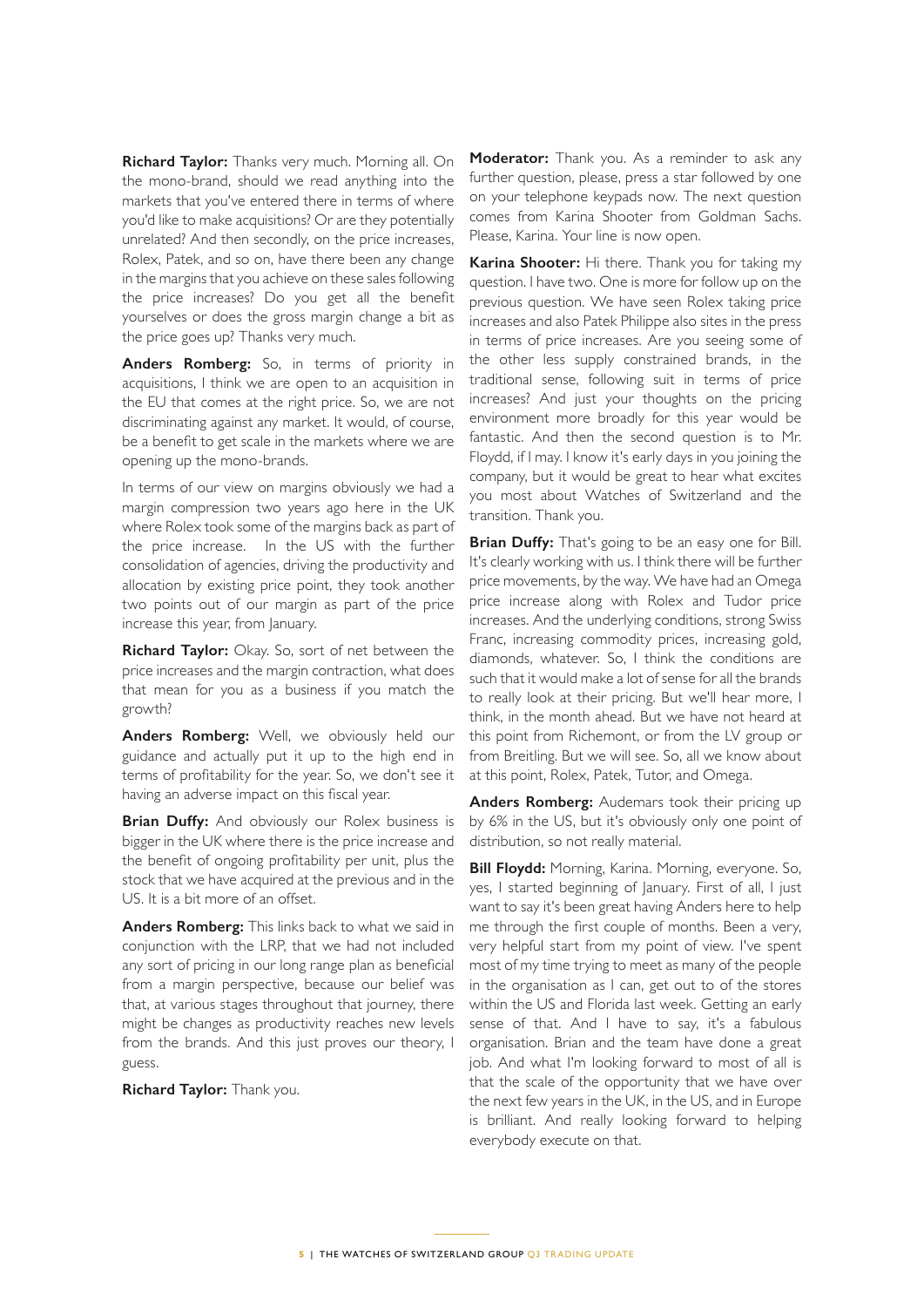**Richard Taylor:** Thanks very much. Morning all. On the mono-brand, should we read anything into the markets that you've entered there in terms of where you'd like to make acquisitions? Or are they potentially unrelated? And then secondly, on the price increases, Rolex, Patek, and so on, have there been any change in the margins that you achieve on these sales following the price increases? Do you get all the benefit yourselves or does the gross margin change a bit as the price goes up? Thanks very much.

**Anders Romberg:** So, in terms of priority in acquisitions, I think we are open to an acquisition in the EU that comes at the right price. So, we are not discriminating against any market. It would, of course, be a benefit to get scale in the markets where we are opening up the mono-brands.

In terms of our view on margins obviously we had a margin compression two years ago here in the UK where Rolex took some of the margins back as part of the price increase. In the US with the further consolidation of agencies, driving the productivity and allocation by existing price point, they took another two points out of our margin as part of the price increase this year, from January.

**Richard Taylor:** Okay. So, sort of net between the price increases and the margin contraction, what does that mean for you as a business if you match the growth?

**Anders Romberg:** Well, we obviously held our guidance and actually put it up to the high end in terms of profitability for the year. So, we don't see it having an adverse impact on this fiscal year.

**Brian Duffy:** And obviously our Rolex business is bigger in the UK where there is the price increase and the benefit of ongoing profitability per unit, plus the stock that we have acquired at the previous and in the US. It is a bit more of an offset.

**Anders Romberg:** This links back to what we said in conjunction with the LRP, that we had not included any sort of pricing in our long range plan as beneficial from a margin perspective, because our belief was that, at various stages throughout that journey, there might be changes as productivity reaches new levels from the brands. And this just proves our theory, I guess.

**Richard Taylor:** Thank you.

**Moderator:** Thank you. As a reminder to ask any further question, please, press a star followed by one on your telephone keypads now. The next question comes from Karina Shooter from Goldman Sachs. Please, Karina. Your line is now open.

**Karina Shooter:** Hi there. Thank you for taking my question. I have two. One is more for follow up on the previous question. We have seen Rolex taking price increases and also Patek Philippe also sites in the press in terms of price increases. Are you seeing some of the other less supply constrained brands, in the traditional sense, following suit in terms of price increases? And just your thoughts on the pricing environment more broadly for this year would be fantastic. And then the second question is to Mr. Floydd, if I may. I know it's early days in you joining the company, but it would be great to hear what excites you most about Watches of Switzerland and the transition. Thank you.

**Brian Duffy:** That's going to be an easy one for Bill. It's clearly working with us. I think there will be further price movements, by the way. We have had an Omega price increase along with Rolex and Tudor price increases. And the underlying conditions, strong Swiss Franc, increasing commodity prices, increasing gold, diamonds, whatever. So, I think the conditions are such that it would make a lot of sense for all the brands to really look at their pricing. But we'll hear more, I think, in the month ahead. But we have not heard at this point from Richemont, or from the LV group or from Breitling. But we will see. So, all we know about at this point, Rolex, Patek, Tutor, and Omega.

**Anders Romberg:** Audemars took their pricing up by 6% in the US, but it's obviously only one point of distribution, so not really material.

**Bill Floydd:** Morning, Karina. Morning, everyone. So, yes, I started beginning of January. First of all, I just want to say it's been great having Anders here to help me through the first couple of months. Been a very, very helpful start from my point of view. I've spent most of my time trying to meet as many of the people in the organisation as I can, get out to of the stores within the US and Florida last week. Getting an early sense of that. And I have to say, it's a fabulous organisation. Brian and the team have done a great job. And what I'm looking forward to most of all is that the scale of the opportunity that we have over the next few years in the UK, in the US, and in Europe is brilliant. And really looking forward to helping everybody execute on that.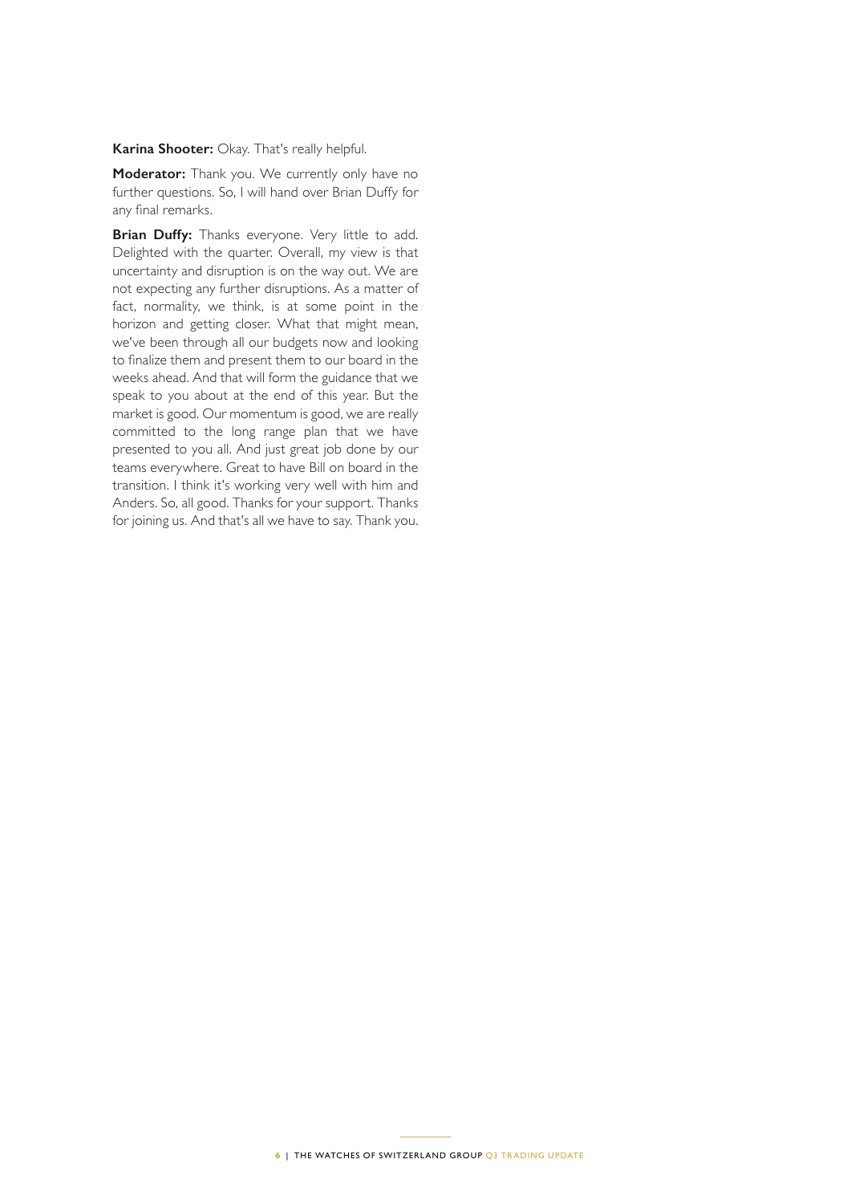**Karina Shooter:** Okay. That's really helpful.

**Moderator:** Thank you. We currently only have no further questions. So, I will hand over Brian Duffy for any final remarks.

**Brian Duffy:** Thanks everyone. Very little to add. Delighted with the quarter. Overall, my view is that uncertainty and disruption is on the way out. We are not expecting any further disruptions. As a matter of fact, normality, we think, is at some point in the horizon and getting closer. What that might mean, we've been through all our budgets now and looking to finalize them and present them to our board in the weeks ahead. And that will form the guidance that we speak to you about at the end of this year. But the market is good. Our momentum is good, we are really committed to the long range plan that we have presented to you all. And just great job done by our teams everywhere. Great to have Bill on board in the transition. I think it's working very well with him and Anders. So, all good. Thanks for your support. Thanks for joining us. And that's all we have to say. Thank you.